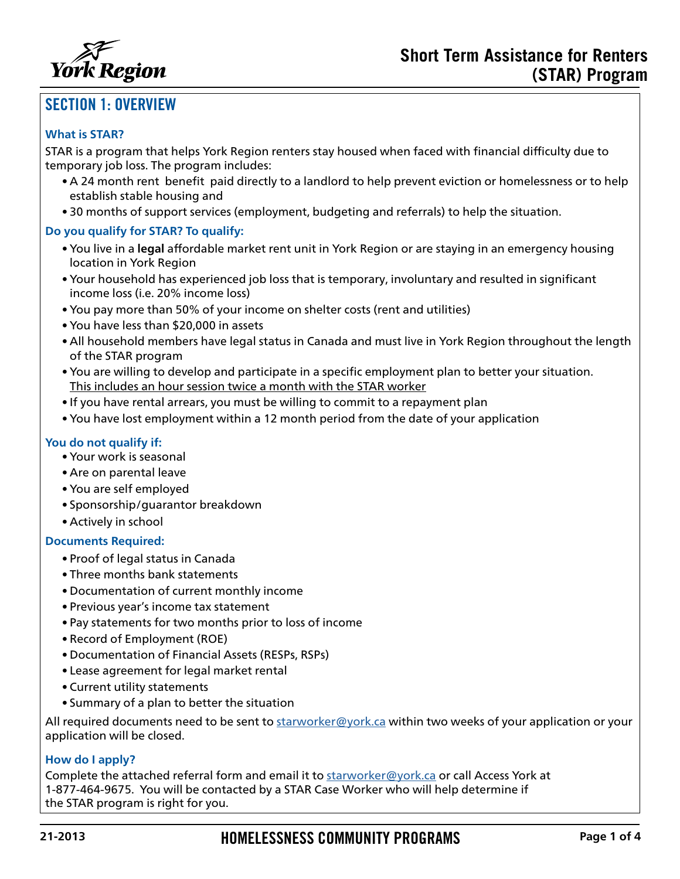# Short Term Assistance for Renters (STAR) Program

## SECTION 1: OVERVIEW

### What is STAR?

STAR is a program that helps York Region renters stay housed when faced with financial difficulty due to temporary job loss. The program includes:

- A 24 month rent benefit paid directly to a landlord to help prevent eviction or homelessness or to help establish stable housing and
- 30 months of support services (employment, budgeting and referrals) to help the situation.

### Do you qualify for STAR? To qualify:

- You live in a **legal** affordable market rent unit in York Region or are staying in an emergency housing location in York Region
- Your household has experienced job loss that is temporary, involuntary and resulted in significant income loss (i.e. 20% income loss)
- You pay more than 50% of your income on shelter costs (rent and utilities)
- You have less than $20,000 in assets
- All household members have legal status in Canada and must live in York Region throughout the length of the STAR program
- You are willing to develop and participate in a specific employment plan to better your situation. <u>This includes an hour session twice a month with the STAR worker</u>
- If you have rental arrears, you must be willing to commit to a repayment plan
- You have lost employment within a 12 month period from the date of your application

### You do not qualify if:

- Your work is seasonal
- Are on parental leave
- You are self employed
- Sponsorship/guarantor breakdown
- Actively in school

### Documents Required:

- Proof of legal status in Canada
- Three months bank statements
- Documentation of current monthly income
- Previous year's income tax statement
- Pay statements for two months prior to loss of income
- Record of Employment (ROE)
- Documentation of Financial Assets (RESPs, RSPs)
- Lease agreement for legal market rental
- Current utility statements
- Summary of a plan to better the situation

All required documents need to be sent to starworker@york.ca within two weeks of your application or your application will be closed.

### How do I apply?

Complete the attached referral form and email it to starworker@york.ca or call Access York at 1-877-464-9675. You will be contacted by a STAR Case Worker who will help determine if the STAR program is right for you.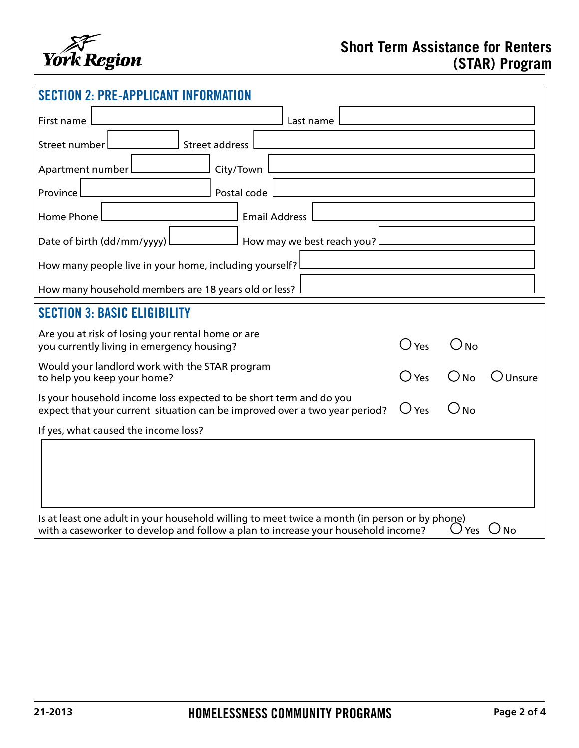# Short Term Assistance for Renters (STAR) Program

## SECTION 2: PRE-APPLICANT INFORMATION

First name ______________________ Last name ______________________

Street number ____________ Street address ______________________

Apartment number ____________ City/Town ______________________

Province ____________ Postal code ______________________

Home Phone ____________ Email Address ______________________

Date of birth (dd/mm/yyyy) ____________ How may we best reach you? ______________________

How many people live in your home, including yourself? ______________________

How many household members are 18 years old or less? ______________________

## SECTION 3: BASIC ELIGIBILITY

Are you at risk of losing your rental home or are you currently living in emergency housing? ○ Yes ○ No

Would your landlord work with the STAR program to help you keep your home? ○ Yes ○ No ○ Unsure

Is your household income loss expected to be short term and do you expect that your current situation can be improved over a two year period? ○ Yes ○ No

If yes, what caused the income loss?

______________________

Is at least one adult in your household willing to meet twice a month (in person or by phone) with a caseworker to develop and follow a plan to increase your household income? ○ Yes ○ No

21-2013 HOMELESSNESS COMMUNITY PROGRAMS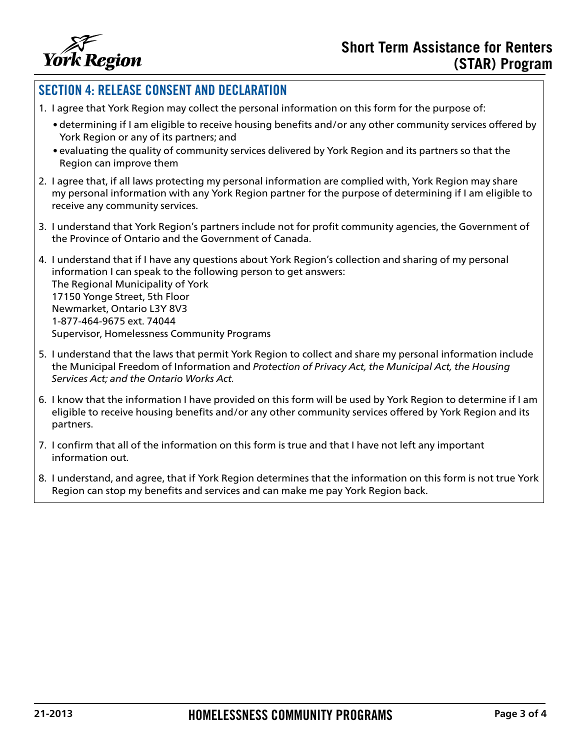## SECTION 4: RELEASE CONSENT AND DECLARATION

1. I agree that York Region may collect the personal information on this form for the purpose of:
   - determining if I am eligible to receive housing benefits and/or any other community services offered by York Region or any of its partners; and
   - evaluating the quality of community services delivered by York Region and its partners so that the Region can improve them
2. I agree that, if all laws protecting my personal information are complied with, York Region may share my personal information with any York Region partner for the purpose of determining if I am eligible to receive any community services.
3. I understand that York Region's partners include not for profit community agencies, the Government of the Province of Ontario and the Government of Canada.
4. I understand that if I have any questions about York Region's collection and sharing of my personal information I can speak to the following person to get answers:
   The Regional Municipality of York
   17150 Yonge Street, 5th Floor
   Newmarket, Ontario L3Y 8V3
   1-877-464-9675 ext. 74044
   Supervisor, Homelessness Community Programs
5. I understand that the laws that permit York Region to collect and share my personal information include the Municipal Freedom of Information and *Protection of Privacy Act, the Municipal Act, the Housing Services Act; and the Ontario Works Act.*
6. I know that the information I have provided on this form will be used by York Region to determine if I am eligible to receive housing benefits and/or any other community services offered by York Region and its partners.
7. I confirm that all of the information on this form is true and that I have not left any important information out.
8. I understand, and agree, that if York Region determines that the information on this form is not true York Region can stop my benefits and services and can make me pay York Region back.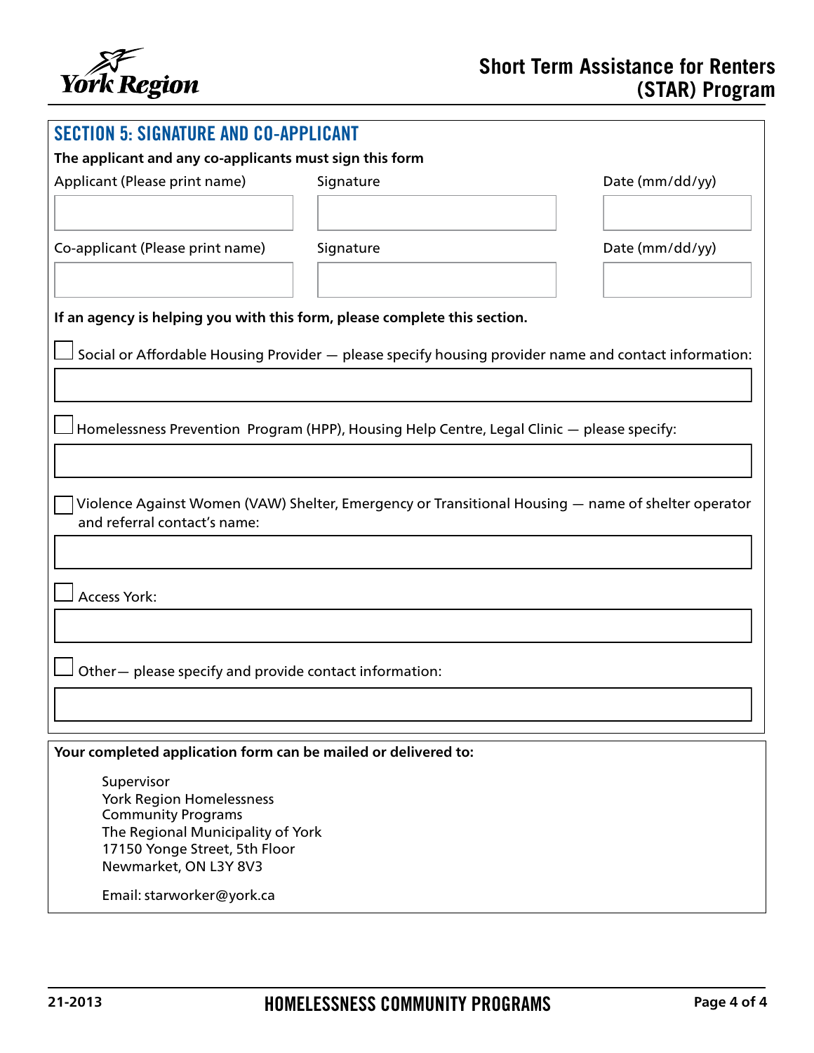## SECTION 5: SIGNATURE AND CO-APPLICANT

**The applicant and any co-applicants must sign this form**

| Applicant (Please print name) | Signature | Date (mm/dd/yy) |
| --- | --- | --- |
| | | |

| Co-applicant (Please print name) | Signature | Date (mm/dd/yy) |
| --- | --- | --- |
| | | |

**If an agency is helping you with this form, please complete this section.**

☐ Social or Affordable Housing Provider — please specify housing provider name and contact information:

☐ Homelessness Prevention Program (HPP), Housing Help Centre, Legal Clinic — please specify:

☐ Violence Against Women (VAW) Shelter, Emergency or Transitional Housing — name of shelter operator and referral contact's name:

☐ Access York:

☐ Other— please specify and provide contact information:

**Your completed application form can be mailed or delivered to:**

Supervisor
York Region Homelessness
Community Programs
The Regional Municipality of York
17150 Yonge Street, 5th Floor
Newmarket, ON L3Y 8V3

Email: starworker@york.ca